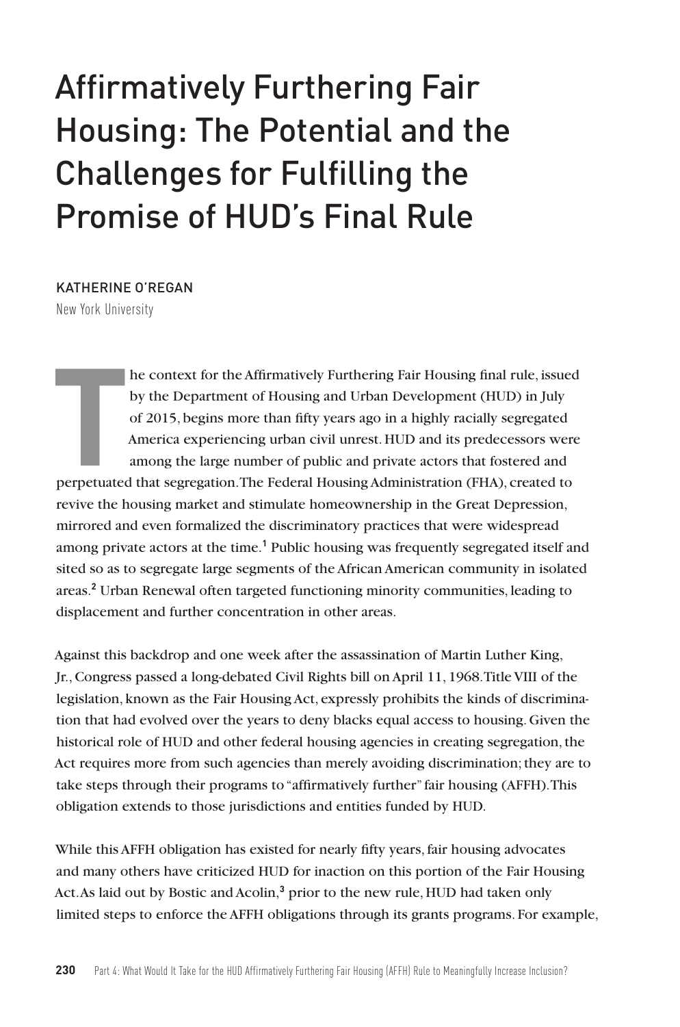# Affirmatively Furthering Fair Housing: The Potential and the Challenges for Fulfilling the Promise of HUD's Final Rule

KATHERINE O'REGAN
New York University

The context for the Affirmatively Furthering Fair Housing final rule, issued by the Department of Housing and Urban Development (HUD) in July of 2015, begins more than fifty years ago in a highly racially segregated America experiencing urban civil unrest. HUD and its predecessors were among the large number of public and private actors that fostered and perpetuated that segregation. The Federal Housing Administration (FHA), created to revive the housing market and stimulate homeownership in the Great Depression, mirrored and even formalized the discriminatory practices that were widespread among private actors at the time.[1] Public housing was frequently segregated itself and sited so as to segregate large segments of the African American community in isolated areas.[2] Urban Renewal often targeted functioning minority communities, leading to displacement and further concentration in other areas.

Against this backdrop and one week after the assassination of Martin Luther King, Jr., Congress passed a long-debated Civil Rights bill on April 11, 1968. Title VIII of the legislation, known as the Fair Housing Act, expressly prohibits the kinds of discrimination that had evolved over the years to deny blacks equal access to housing. Given the historical role of HUD and other federal housing agencies in creating segregation, the Act requires more from such agencies than merely avoiding discrimination; they are to take steps through their programs to "affirmatively further" fair housing (AFFH). This obligation extends to those jurisdictions and entities funded by HUD.

While this AFFH obligation has existed for nearly fifty years, fair housing advocates and many others have criticized HUD for inaction on this portion of the Fair Housing Act. As laid out by Bostic and Acolin,[3] prior to the new rule, HUD had taken only limited steps to enforce the AFFH obligations through its grants programs. For example,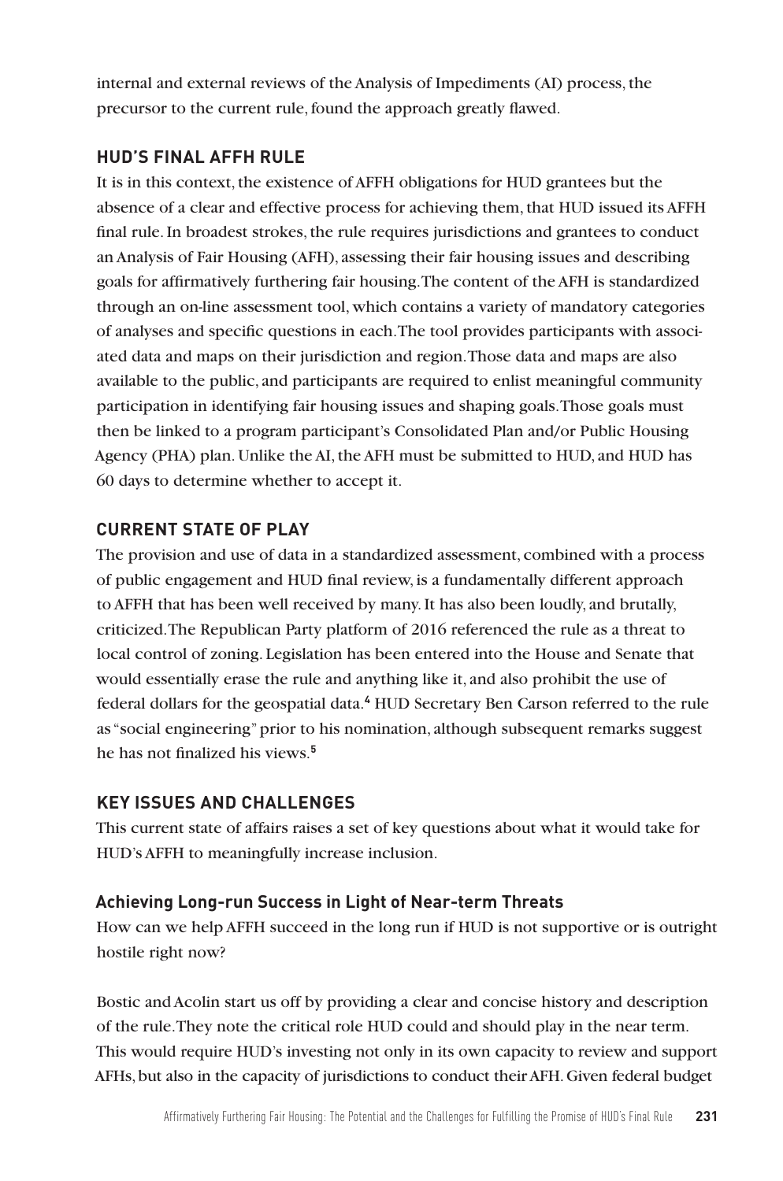internal and external reviews of the Analysis of Impediments (AI) process, the precursor to the current rule, found the approach greatly flawed.

## HUD'S FINAL AFFH RULE

It is in this context, the existence of AFFH obligations for HUD grantees but the absence of a clear and effective process for achieving them, that HUD issued its AFFH final rule. In broadest strokes, the rule requires jurisdictions and grantees to conduct an Analysis of Fair Housing (AFH), assessing their fair housing issues and describing goals for affirmatively furthering fair housing. The content of the AFH is standardized through an on-line assessment tool, which contains a variety of mandatory categories of analyses and specific questions in each. The tool provides participants with associated data and maps on their jurisdiction and region. Those data and maps are also available to the public, and participants are required to enlist meaningful community participation in identifying fair housing issues and shaping goals. Those goals must then be linked to a program participant's Consolidated Plan and/or Public Housing Agency (PHA) plan. Unlike the AI, the AFH must be submitted to HUD, and HUD has 60 days to determine whether to accept it.

## CURRENT STATE OF PLAY

The provision and use of data in a standardized assessment, combined with a process of public engagement and HUD final review, is a fundamentally different approach to AFFH that has been well received by many. It has also been loudly, and brutally, criticized. The Republican Party platform of 2016 referenced the rule as a threat to local control of zoning. Legislation has been entered into the House and Senate that would essentially erase the rule and anything like it, and also prohibit the use of federal dollars for the geospatial data.[4] HUD Secretary Ben Carson referred to the rule as "social engineering" prior to his nomination, although subsequent remarks suggest he has not finalized his views.[5]

## KEY ISSUES AND CHALLENGES

This current state of affairs raises a set of key questions about what it would take for HUD's AFFH to meaningfully increase inclusion.

### Achieving Long-run Success in Light of Near-term Threats

How can we help AFFH succeed in the long run if HUD is not supportive or is outright hostile right now?

Bostic and Acolin start us off by providing a clear and concise history and description of the rule. They note the critical role HUD could and should play in the near term. This would require HUD's investing not only in its own capacity to review and support AFHs, but also in the capacity of jurisdictions to conduct their AFH. Given federal budget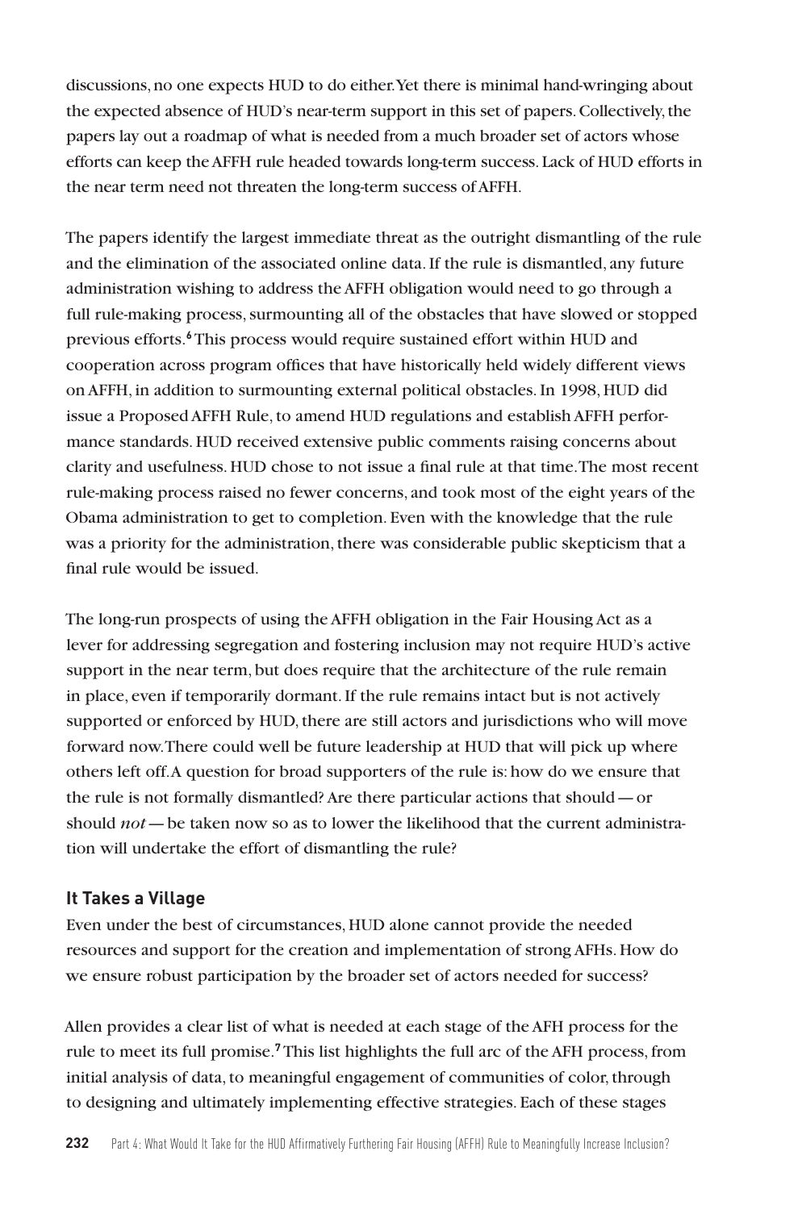discussions, no one expects HUD to do either. Yet there is minimal hand-wringing about the expected absence of HUD's near-term support in this set of papers. Collectively, the papers lay out a roadmap of what is needed from a much broader set of actors whose efforts can keep the AFFH rule headed towards long-term success. Lack of HUD efforts in the near term need not threaten the long-term success of AFFH.

The papers identify the largest immediate threat as the outright dismantling of the rule and the elimination of the associated online data. If the rule is dismantled, any future administration wishing to address the AFFH obligation would need to go through a full rule-making process, surmounting all of the obstacles that have slowed or stopped previous efforts.[6] This process would require sustained effort within HUD and cooperation across program offices that have historically held widely different views on AFFH, in addition to surmounting external political obstacles. In 1998, HUD did issue a Proposed AFFH Rule, to amend HUD regulations and establish AFFH performance standards. HUD received extensive public comments raising concerns about clarity and usefulness. HUD chose to not issue a final rule at that time. The most recent rule-making process raised no fewer concerns, and took most of the eight years of the Obama administration to get to completion. Even with the knowledge that the rule was a priority for the administration, there was considerable public skepticism that a final rule would be issued.

The long-run prospects of using the AFFH obligation in the Fair Housing Act as a lever for addressing segregation and fostering inclusion may not require HUD's active support in the near term, but does require that the architecture of the rule remain in place, even if temporarily dormant. If the rule remains intact but is not actively supported or enforced by HUD, there are still actors and jurisdictions who will move forward now. There could well be future leadership at HUD that will pick up where others left off. A question for broad supporters of the rule is: how do we ensure that the rule is not formally dismantled? Are there particular actions that should — or should *not* — be taken now so as to lower the likelihood that the current administration will undertake the effort of dismantling the rule?

## It Takes a Village

Even under the best of circumstances, HUD alone cannot provide the needed resources and support for the creation and implementation of strong AFHs. How do we ensure robust participation by the broader set of actors needed for success?

Allen provides a clear list of what is needed at each stage of the AFH process for the rule to meet its full promise.[7] This list highlights the full arc of the AFH process, from initial analysis of data, to meaningful engagement of communities of color, through to designing and ultimately implementing effective strategies. Each of these stages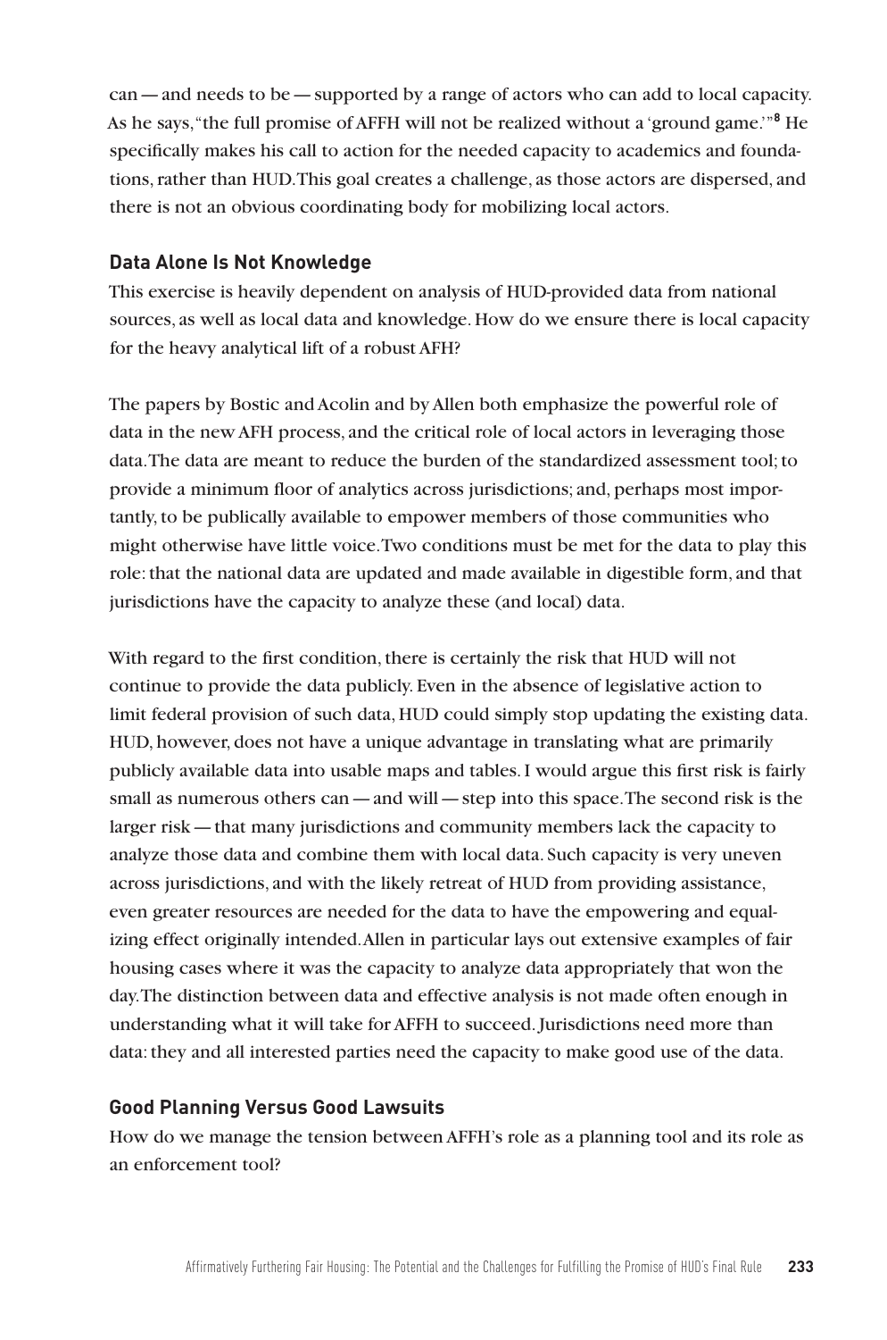can — and needs to be — supported by a range of actors who can add to local capacity. As he says, "the full promise of AFFH will not be realized without a 'ground game.'"[8] He specifically makes his call to action for the needed capacity to academics and foundations, rather than HUD. This goal creates a challenge, as those actors are dispersed, and there is not an obvious coordinating body for mobilizing local actors.

### Data Alone Is Not Knowledge

This exercise is heavily dependent on analysis of HUD-provided data from national sources, as well as local data and knowledge. How do we ensure there is local capacity for the heavy analytical lift of a robust AFH?

The papers by Bostic and Acolin and by Allen both emphasize the powerful role of data in the new AFH process, and the critical role of local actors in leveraging those data. The data are meant to reduce the burden of the standardized assessment tool; to provide a minimum floor of analytics across jurisdictions; and, perhaps most importantly, to be publically available to empower members of those communities who might otherwise have little voice. Two conditions must be met for the data to play this role: that the national data are updated and made available in digestible form, and that jurisdictions have the capacity to analyze these (and local) data.

With regard to the first condition, there is certainly the risk that HUD will not continue to provide the data publicly. Even in the absence of legislative action to limit federal provision of such data, HUD could simply stop updating the existing data. HUD, however, does not have a unique advantage in translating what are primarily publicly available data into usable maps and tables. I would argue this first risk is fairly small as numerous others can — and will — step into this space. The second risk is the larger risk — that many jurisdictions and community members lack the capacity to analyze those data and combine them with local data. Such capacity is very uneven across jurisdictions, and with the likely retreat of HUD from providing assistance, even greater resources are needed for the data to have the empowering and equalizing effect originally intended. Allen in particular lays out extensive examples of fair housing cases where it was the capacity to analyze data appropriately that won the day. The distinction between data and effective analysis is not made often enough in understanding what it will take for AFFH to succeed. Jurisdictions need more than data: they and all interested parties need the capacity to make good use of the data.

### Good Planning Versus Good Lawsuits

How do we manage the tension between AFFH's role as a planning tool and its role as an enforcement tool?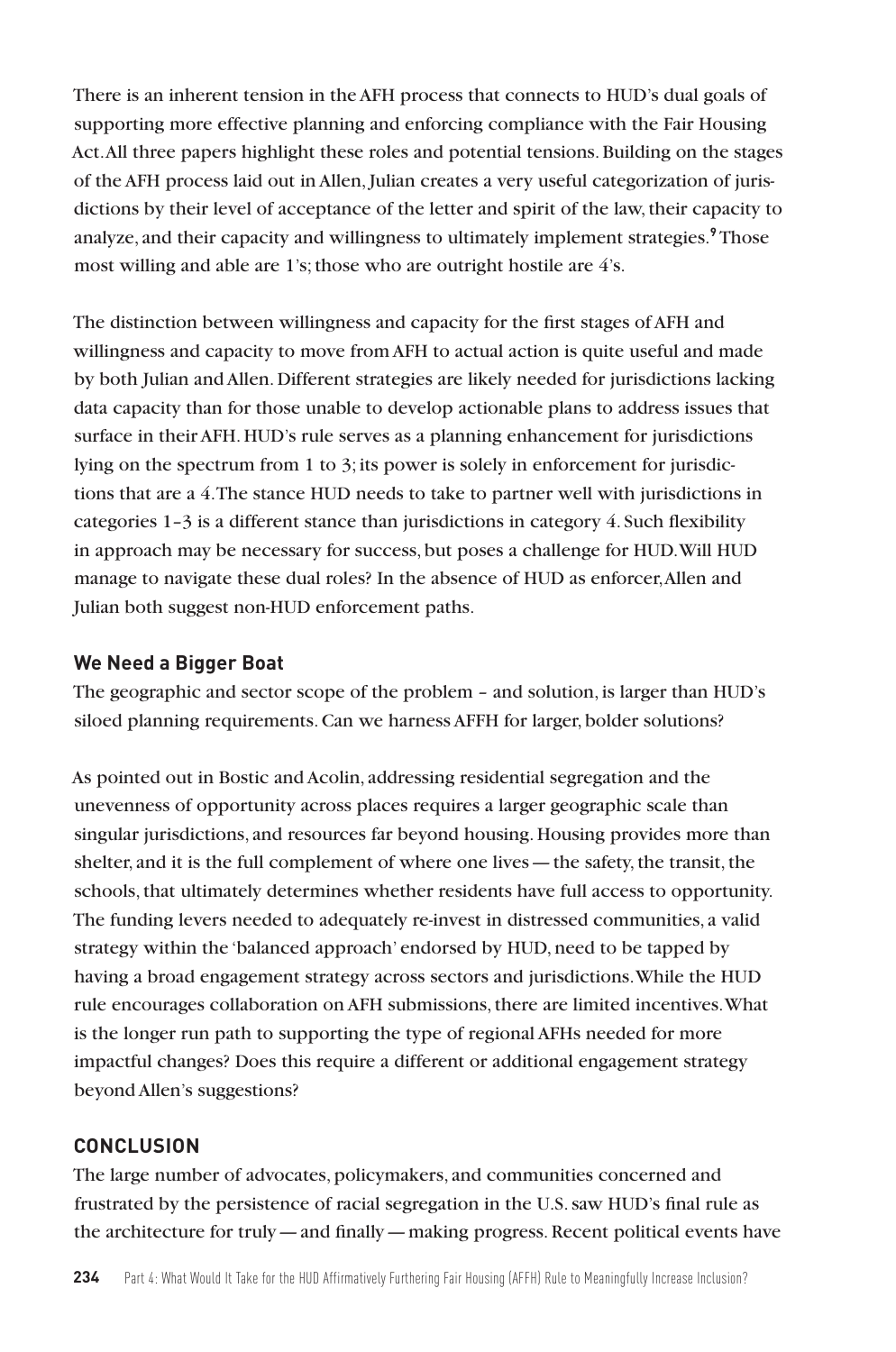There is an inherent tension in the AFH process that connects to HUD's dual goals of supporting more effective planning and enforcing compliance with the Fair Housing Act. All three papers highlight these roles and potential tensions. Building on the stages of the AFH process laid out in Allen, Julian creates a very useful categorization of jurisdictions by their level of acceptance of the letter and spirit of the law, their capacity to analyze, and their capacity and willingness to ultimately implement strategies.[9] Those most willing and able are 1's; those who are outright hostile are 4's.

The distinction between willingness and capacity for the first stages of AFH and willingness and capacity to move from AFH to actual action is quite useful and made by both Julian and Allen. Different strategies are likely needed for jurisdictions lacking data capacity than for those unable to develop actionable plans to address issues that surface in their AFH. HUD's rule serves as a planning enhancement for jurisdictions lying on the spectrum from 1 to 3; its power is solely in enforcement for jurisdictions that are a 4. The stance HUD needs to take to partner well with jurisdictions in categories 1–3 is a different stance than jurisdictions in category 4. Such flexibility in approach may be necessary for success, but poses a challenge for HUD. Will HUD manage to navigate these dual roles? In the absence of HUD as enforcer, Allen and Julian both suggest non-HUD enforcement paths.

### We Need a Bigger Boat

The geographic and sector scope of the problem – and solution, is larger than HUD's siloed planning requirements. Can we harness AFFH for larger, bolder solutions?

As pointed out in Bostic and Acolin, addressing residential segregation and the unevenness of opportunity across places requires a larger geographic scale than singular jurisdictions, and resources far beyond housing. Housing provides more than shelter, and it is the full complement of where one lives — the safety, the transit, the schools, that ultimately determines whether residents have full access to opportunity. The funding levers needed to adequately re-invest in distressed communities, a valid strategy within the 'balanced approach' endorsed by HUD, need to be tapped by having a broad engagement strategy across sectors and jurisdictions. While the HUD rule encourages collaboration on AFH submissions, there are limited incentives. What is the longer run path to supporting the type of regional AFHs needed for more impactful changes? Does this require a different or additional engagement strategy beyond Allen's suggestions?

## CONCLUSION

The large number of advocates, policymakers, and communities concerned and frustrated by the persistence of racial segregation in the U.S. saw HUD's final rule as the architecture for truly — and finally — making progress. Recent political events have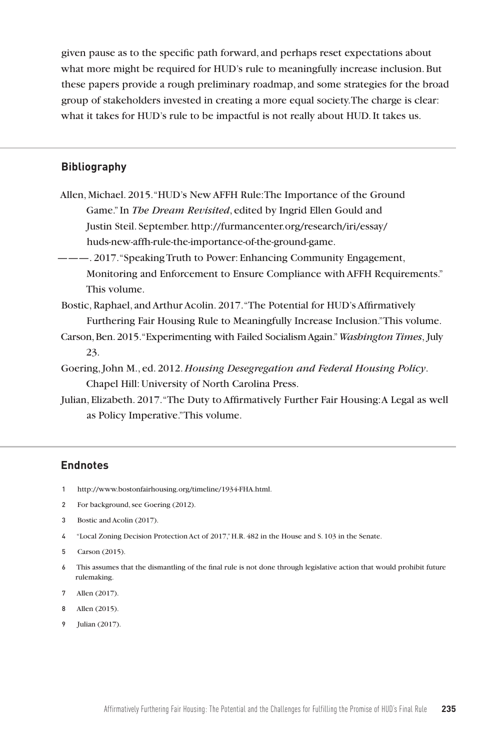given pause as to the specific path forward, and perhaps reset expectations about what more might be required for HUD's rule to meaningfully increase inclusion. But these papers provide a rough preliminary roadmap, and some strategies for the broad group of stakeholders invested in creating a more equal society. The charge is clear: what it takes for HUD's rule to be impactful is not really about HUD. It takes us.

## Bibliography

Allen, Michael. 2015. "HUD's New AFFH Rule: The Importance of the Ground Game." In *The Dream Revisited*, edited by Ingrid Ellen Gould and Justin Steil. September. http://furmancenter.org/research/iri/essay/huds-new-affh-rule-the-importance-of-the-ground-game.

———. 2017. "Speaking Truth to Power: Enhancing Community Engagement, Monitoring and Enforcement to Ensure Compliance with AFFH Requirements." This volume.

Bostic, Raphael, and Arthur Acolin. 2017. "The Potential for HUD's Affirmatively Furthering Fair Housing Rule to Meaningfully Increase Inclusion." This volume.

Carson, Ben. 2015. "Experimenting with Failed Socialism Again." *Washington Times*, July 23.

Goering, John M., ed. 2012. *Housing Desegregation and Federal Housing Policy*. Chapel Hill: University of North Carolina Press.

Julian, Elizabeth. 2017. "The Duty to Affirmatively Further Fair Housing: A Legal as well as Policy Imperative." This volume.

## Endnotes

1. http://www.bostonfairhousing.org/timeline/1934-FHA.html.
2. For background, see Goering (2012).
3. Bostic and Acolin (2017).
4. "Local Zoning Decision Protection Act of 2017," H.R. 482 in the House and S. 103 in the Senate.
5. Carson (2015).
6. This assumes that the dismantling of the final rule is not done through legislative action that would prohibit future rulemaking.
7. Allen (2017).
8. Allen (2015).
9. Julian (2017).